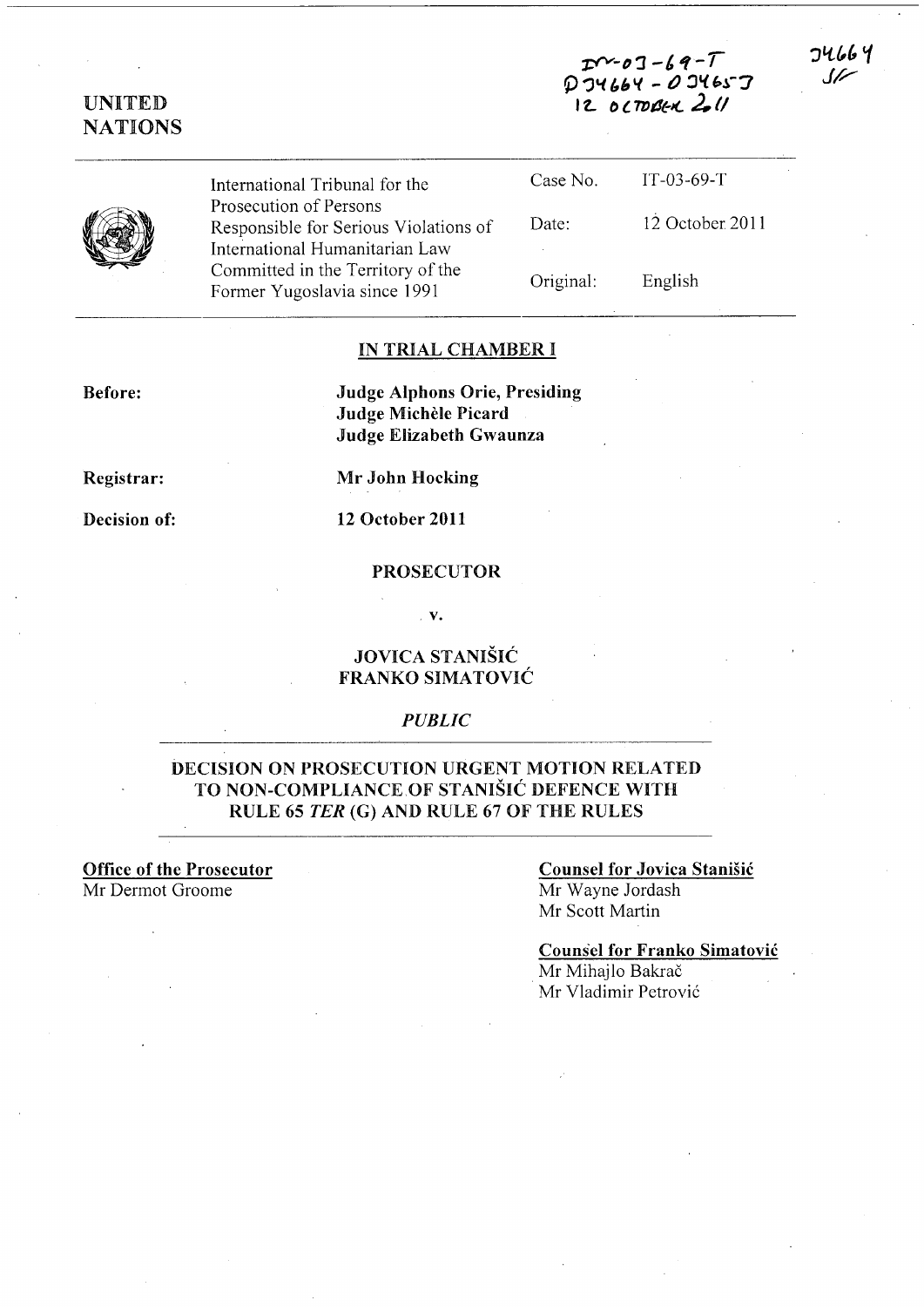IT-03-69-T
D34664 - D34653
12 OCTOBER 2011

34664
SF

UNITED NATIONS

| | | |
|---|---|---|
| International Tribunal for the Prosecution of Persons Responsible for Serious Violations of International Humanitarian Law Committed in the Territory of the Former Yugoslavia since 1991 | Case No. | IT-03-69-T |
| | Date: | 12 October 2011 |
| | Original: | English |

## IN TRIAL CHAMBER I

**Before:** **Judge Alphons Orie, Presiding**
**Judge Michèle Picard**
**Judge Elizabeth Gwaunza**

**Registrar:** **Mr John Hocking**

**Decision of:** **12 October 2011**

**PROSECUTOR**

**v.**

**JOVICA STANIŠIĆ**
**FRANKO SIMATOVIĆ**

*PUBLIC*

## DECISION ON PROSECUTION URGENT MOTION RELATED TO NON-COMPLIANCE OF STANIŠIĆ DEFENCE WITH RULE 65 *TER* (G) AND RULE 67 OF THE RULES

**Office of the Prosecutor**
Mr Dermot Groome

**Counsel for Jovica Stanišić**
Mr Wayne Jordash
Mr Scott Martin

**Counsel for Franko Simatović**
Mr Mihajlo Bakrač
Mr Vladimir Petrović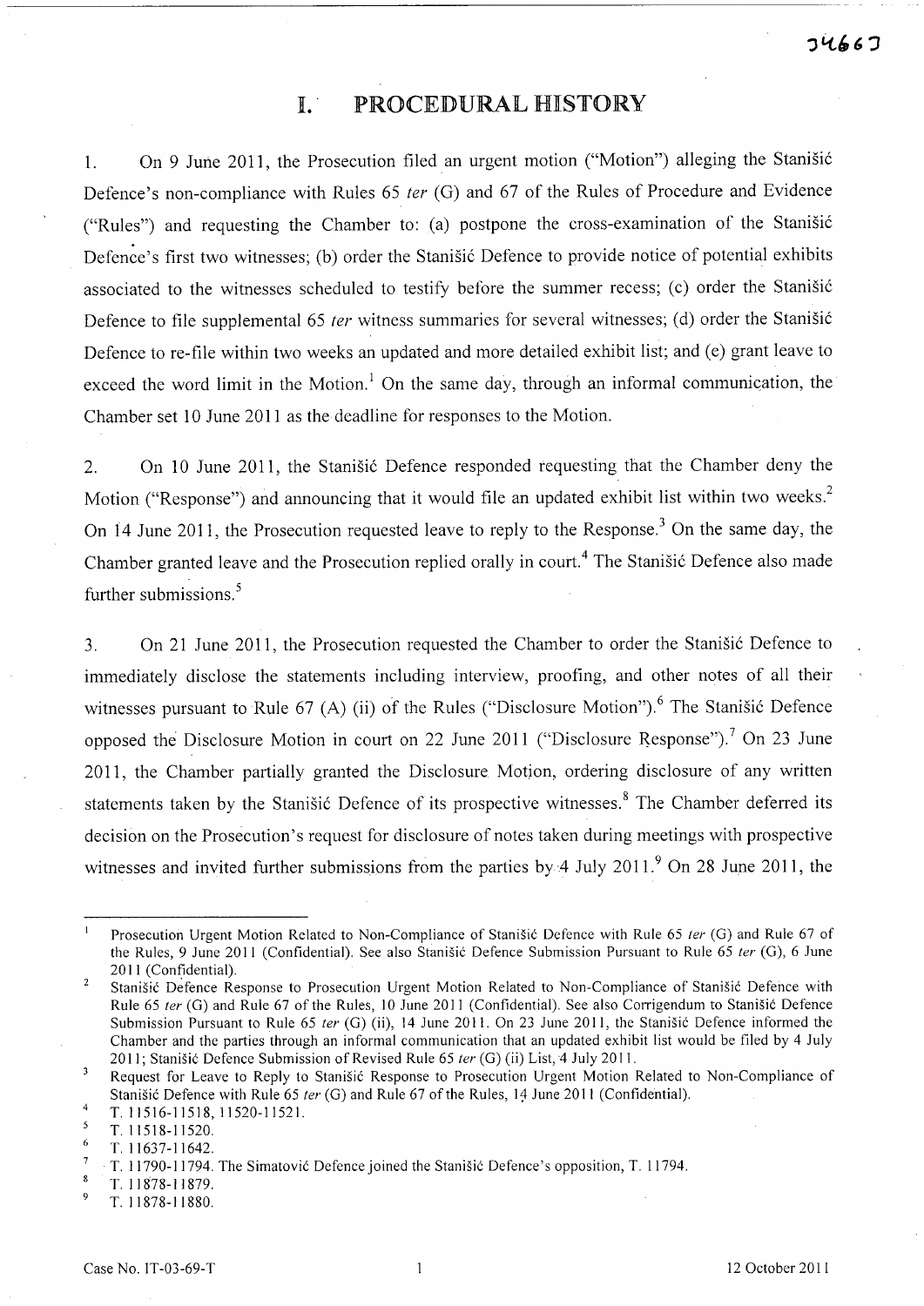# I. PROCEDURAL HISTORY

1. On 9 June 2011, the Prosecution filed an urgent motion ("Motion") alleging the Stanišić Defence's non-compliance with Rules 65 *ter* (G) and 67 of the Rules of Procedure and Evidence ("Rules") and requesting the Chamber to: (a) postpone the cross-examination of the Stanišić Defence's first two witnesses; (b) order the Stanišić Defence to provide notice of potential exhibits associated to the witnesses scheduled to testify before the summer recess; (c) order the Stanišić Defence to file supplemental 65 *ter* witness summaries for several witnesses; (d) order the Stanišić Defence to re-file within two weeks an updated and more detailed exhibit list; and (e) grant leave to exceed the word limit in the Motion.[1] On the same day, through an informal communication, the Chamber set 10 June 2011 as the deadline for responses to the Motion.

2. On 10 June 2011, the Stanišić Defence responded requesting that the Chamber deny the Motion ("Response") and announcing that it would file an updated exhibit list within two weeks.[2] On 14 June 2011, the Prosecution requested leave to reply to the Response.[3] On the same day, the Chamber granted leave and the Prosecution replied orally in court.[4] The Stanišić Defence also made further submissions.[5]

3. On 21 June 2011, the Prosecution requested the Chamber to order the Stanišić Defence to immediately disclose the statements including interview, proofing, and other notes of all their witnesses pursuant to Rule 67 (A) (ii) of the Rules ("Disclosure Motion").[6] The Stanišić Defence opposed the Disclosure Motion in court on 22 June 2011 ("Disclosure Response").[7] On 23 June 2011, the Chamber partially granted the Disclosure Motion, ordering disclosure of any written statements taken by the Stanišić Defence of its prospective witnesses.[8] The Chamber deferred its decision on the Prosecution's request for disclosure of notes taken during meetings with prospective witnesses and invited further submissions from the parties by 4 July 2011.[9] On 28 June 2011, the

---

[1] Prosecution Urgent Motion Related to Non-Compliance of Stanišić Defence with Rule 65 *ter* (G) and Rule 67 of the Rules, 9 June 2011 (Confidential). See also Stanišić Defence Submission Pursuant to Rule 65 *ter* (G), 6 June 2011 (Confidential).

[2] Stanišić Defence Response to Prosecution Urgent Motion Related to Non-Compliance of Stanišić Defence with Rule 65 *ter* (G) and Rule 67 of the Rules, 10 June 2011 (Confidential). See also Corrigendum to Stanišić Defence Submission Pursuant to Rule 65 *ter* (G) (ii), 14 June 2011. On 23 June 2011, the Stanišić Defence informed the Chamber and the parties through an informal communication that an updated exhibit list would be filed by 4 July 2011; Stanišić Defence Submission of Revised Rule 65 *ter* (G) (ii) List, 4 July 2011.

[3] Request for Leave to Reply to Stanišić Response to Prosecution Urgent Motion Related to Non-Compliance of Stanišić Defence with Rule 65 *ter* (G) and Rule 67 of the Rules, 14 June 2011 (Confidential).

[4] T. 11516-11518, 11520-11521.

[5] T. 11518-11520.

[6] T. 11637-11642.

[7] T. 11790-11794. The Simatović Defence joined the Stanišić Defence's opposition, T. 11794.

[8] T. 11878-11879.

[9] T. 11878-11880.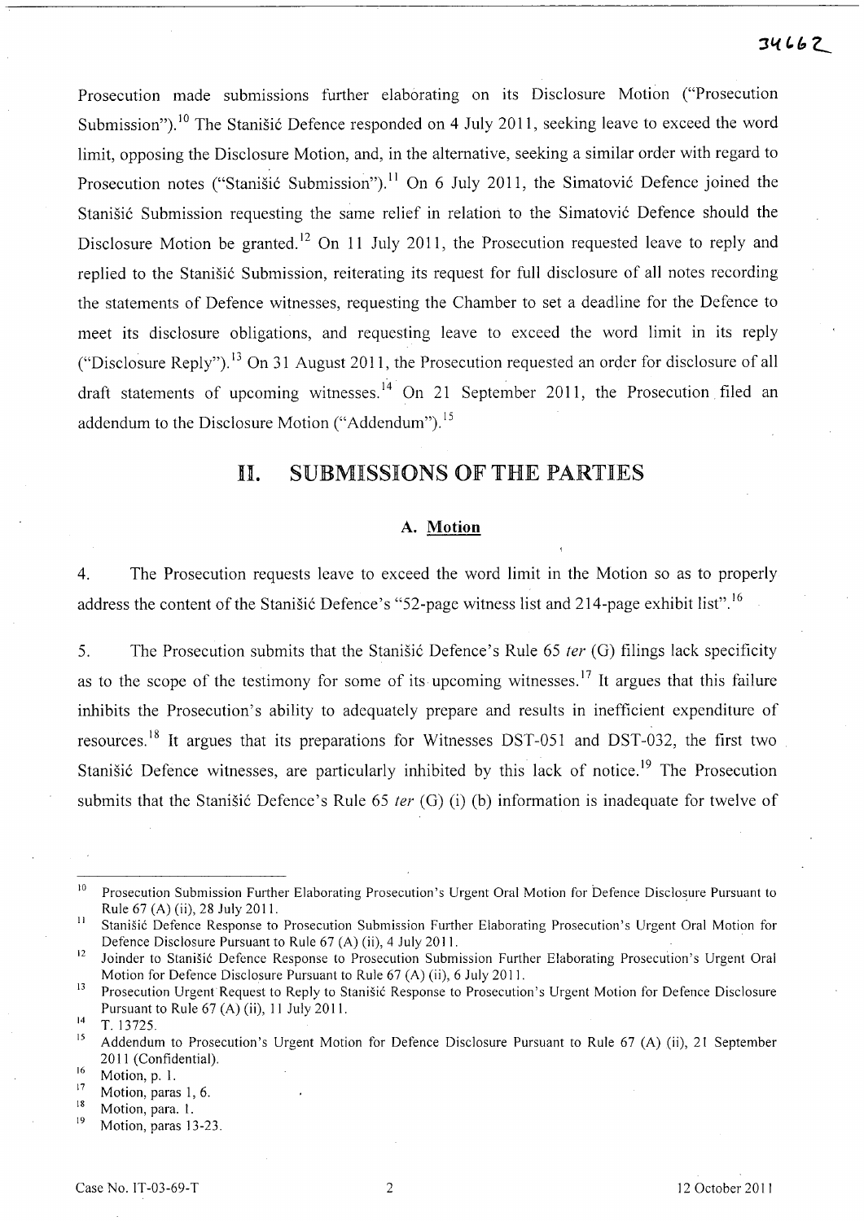Prosecution made submissions further elaborating on its Disclosure Motion ("Prosecution Submission").[10] The Stanišić Defence responded on 4 July 2011, seeking leave to exceed the word limit, opposing the Disclosure Motion, and, in the alternative, seeking a similar order with regard to Prosecution notes ("Stanišić Submission").[11] On 6 July 2011, the Simatović Defence joined the Stanišić Submission requesting the same relief in relation to the Simatović Defence should the Disclosure Motion be granted.[12] On 11 July 2011, the Prosecution requested leave to reply and replied to the Stanišić Submission, reiterating its request for full disclosure of all notes recording the statements of Defence witnesses, requesting the Chamber to set a deadline for the Defence to meet its disclosure obligations, and requesting leave to exceed the word limit in its reply ("Disclosure Reply").[13] On 31 August 2011, the Prosecution requested an order for disclosure of all draft statements of upcoming witnesses.[14] On 21 September 2011, the Prosecution filed an addendum to the Disclosure Motion ("Addendum").[15]

## II. SUBMISSIONS OF THE PARTIES

### A. Motion

4. The Prosecution requests leave to exceed the word limit in the Motion so as to properly address the content of the Stanišić Defence's "52-page witness list and 214-page exhibit list".[16]

5. The Prosecution submits that the Stanišić Defence's Rule 65 *ter* (G) filings lack specificity as to the scope of the testimony for some of its upcoming witnesses.[17] It argues that this failure inhibits the Prosecution's ability to adequately prepare and results in inefficient expenditure of resources.[18] It argues that its preparations for Witnesses DST-051 and DST-032, the first two Stanišić Defence witnesses, are particularly inhibited by this lack of notice.[19] The Prosecution submits that the Stanišić Defence's Rule 65 *ter* (G) (i) (b) information is inadequate for twelve of

---

[10] Prosecution Submission Further Elaborating Prosecution's Urgent Oral Motion for Defence Disclosure Pursuant to Rule 67 (A) (ii), 28 July 2011.

[11] Stanišić Defence Response to Prosecution Submission Further Elaborating Prosecution's Urgent Oral Motion for Defence Disclosure Pursuant to Rule 67 (A) (ii), 4 July 2011.

[12] Joinder to Stanišić Defence Response to Prosecution Submission Further Elaborating Prosecution's Urgent Oral Motion for Defence Disclosure Pursuant to Rule 67 (A) (ii), 6 July 2011.

[13] Prosecution Urgent Request to Reply to Stanišić Response to Prosecution's Urgent Motion for Defence Disclosure Pursuant to Rule 67 (A) (ii), 11 July 2011.

[14] T. 13725.

[15] Addendum to Prosecution's Urgent Motion for Defence Disclosure Pursuant to Rule 67 (A) (ii), 21 September 2011 (Confidential).

[16] Motion, p. 1.

[17] Motion, paras 1, 6.

[18] Motion, para. 1.

[19] Motion, paras 13-23.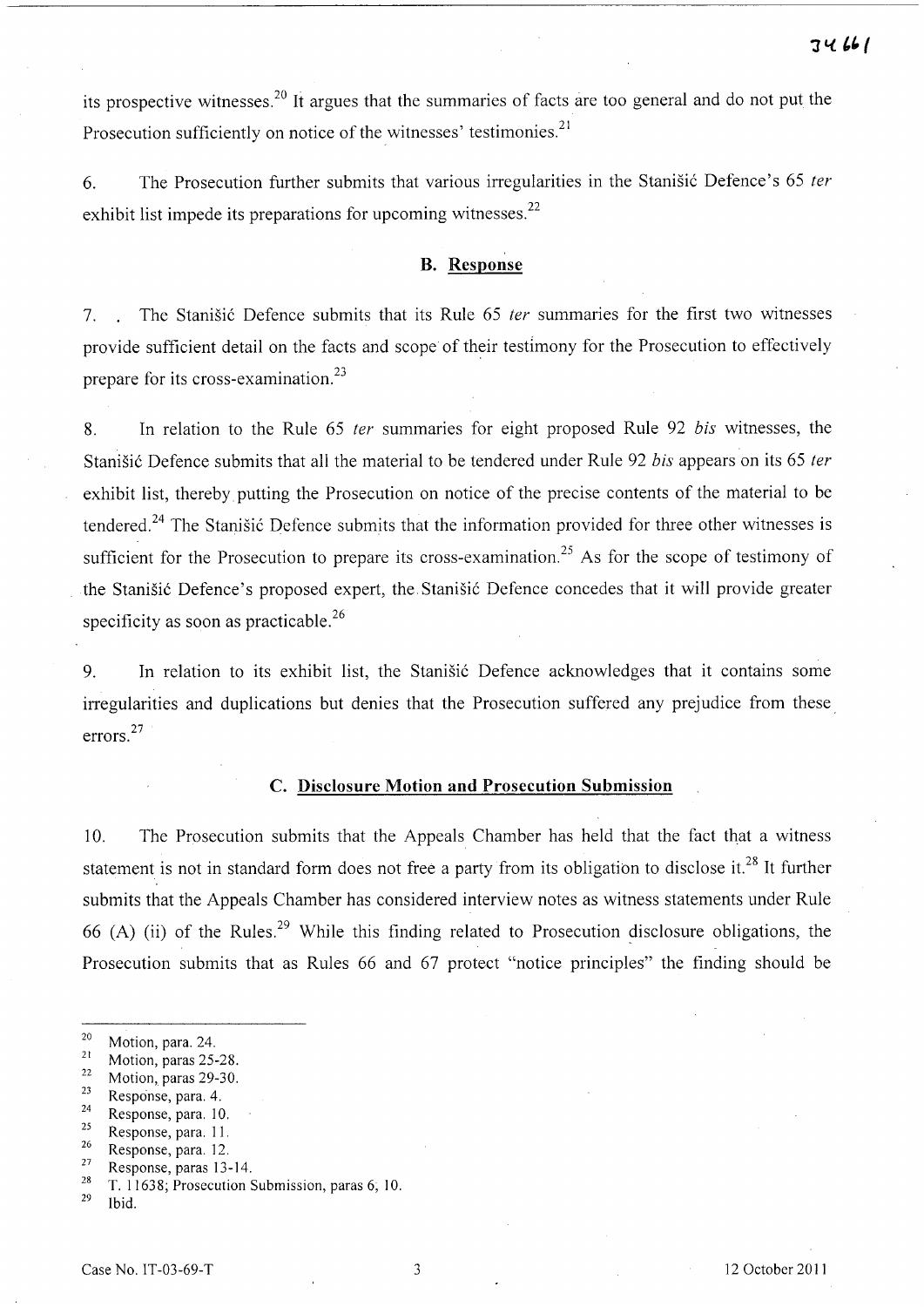its prospective witnesses.[20] It argues that the summaries of facts are too general and do not put the Prosecution sufficiently on notice of the witnesses' testimonies.[21]

6. The Prosecution further submits that various irregularities in the Stanišić Defence's 65 *ter* exhibit list impede its preparations for upcoming witnesses.[22]

### B. Response

7. The Stanišić Defence submits that its Rule 65 *ter* summaries for the first two witnesses provide sufficient detail on the facts and scope of their testimony for the Prosecution to effectively prepare for its cross-examination.[23]

8. In relation to the Rule 65 *ter* summaries for eight proposed Rule 92 *bis* witnesses, the Stanišić Defence submits that all the material to be tendered under Rule 92 *bis* appears on its 65 *ter* exhibit list, thereby putting the Prosecution on notice of the precise contents of the material to be tendered.[24] The Stanišić Defence submits that the information provided for three other witnesses is sufficient for the Prosecution to prepare its cross-examination.[25] As for the scope of testimony of the Stanišić Defence's proposed expert, the Stanišić Defence concedes that it will provide greater specificity as soon as practicable.[26]

9. In relation to its exhibit list, the Stanišić Defence acknowledges that it contains some irregularities and duplications but denies that the Prosecution suffered any prejudice from these errors.[27]

### C. Disclosure Motion and Prosecution Submission

10. The Prosecution submits that the Appeals Chamber has held that the fact that a witness statement is not in standard form does not free a party from its obligation to disclose it.[28] It further submits that the Appeals Chamber has considered interview notes as witness statements under Rule 66 (A) (ii) of the Rules.[29] While this finding related to Prosecution disclosure obligations, the Prosecution submits that as Rules 66 and 67 protect "notice principles" the finding should be

---

[20] Motion, para. 24.

[21] Motion, paras 25-28.

[22] Motion, paras 29-30.

[23] Response, para. 4.

[24] Response, para. 10.

[25] Response, para. 11.

[26] Response, para. 12.

[27] Response, paras 13-14.

[28] T. 11638; Prosecution Submission, paras 6, 10.

[29] Ibid.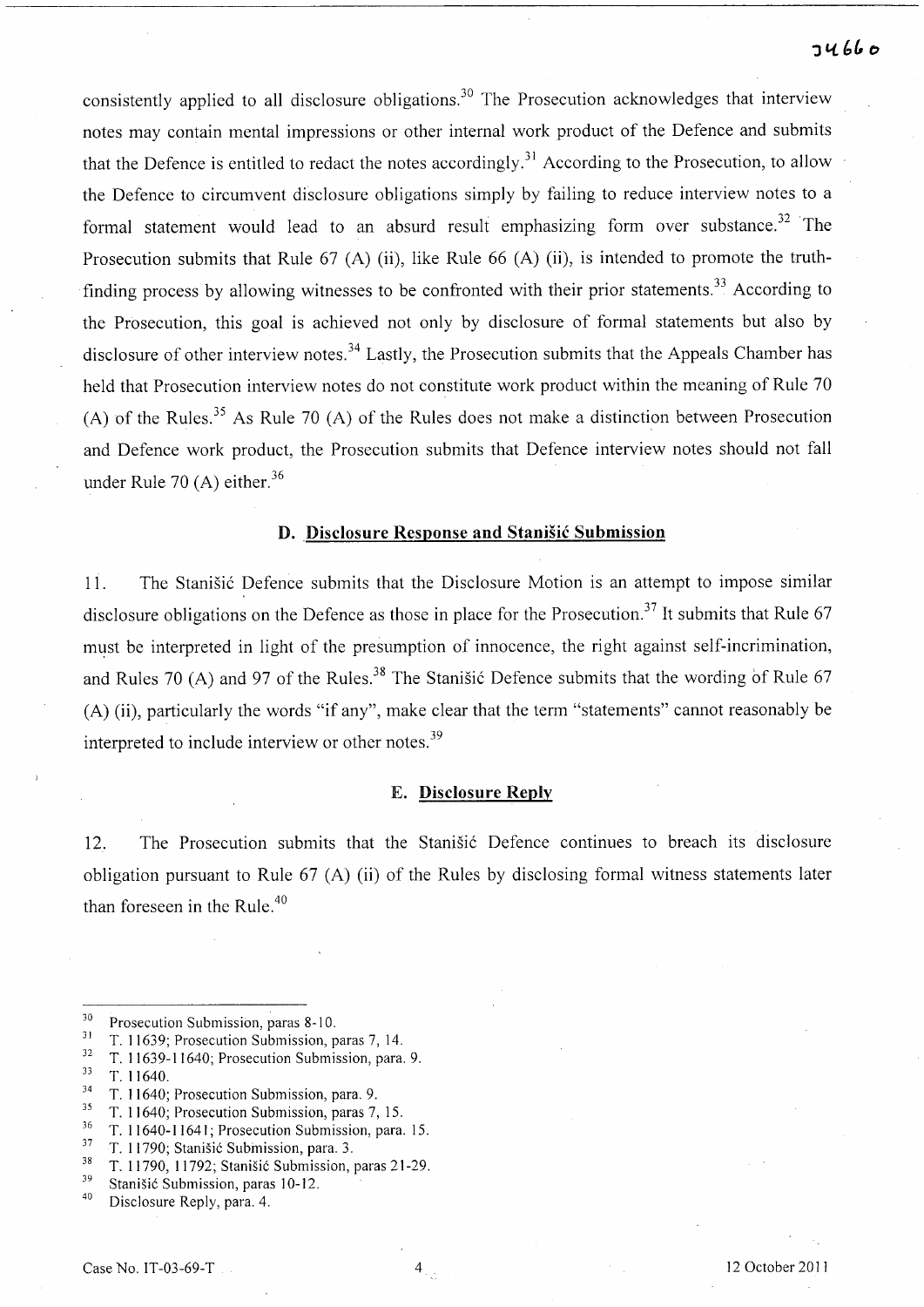consistently applied to all disclosure obligations.[30] The Prosecution acknowledges that interview notes may contain mental impressions or other internal work product of the Defence and submits that the Defence is entitled to redact the notes accordingly.[31] According to the Prosecution, to allow the Defence to circumvent disclosure obligations simply by failing to reduce interview notes to a formal statement would lead to an absurd result emphasizing form over substance.[32] The Prosecution submits that Rule 67 (A) (ii), like Rule 66 (A) (ii), is intended to promote the truth-finding process by allowing witnesses to be confronted with their prior statements.[33] According to the Prosecution, this goal is achieved not only by disclosure of formal statements but also by disclosure of other interview notes.[34] Lastly, the Prosecution submits that the Appeals Chamber has held that Prosecution interview notes do not constitute work product within the meaning of Rule 70 (A) of the Rules.[35] As Rule 70 (A) of the Rules does not make a distinction between Prosecution and Defence work product, the Prosecution submits that Defence interview notes should not fall under Rule 70 (A) either.[36]

### D. Disclosure Response and Stanišić Submission

11. The Stanišić Defence submits that the Disclosure Motion is an attempt to impose similar disclosure obligations on the Defence as those in place for the Prosecution.[37] It submits that Rule 67 must be interpreted in light of the presumption of innocence, the right against self-incrimination, and Rules 70 (A) and 97 of the Rules.[38] The Stanišić Defence submits that the wording of Rule 67 (A) (ii), particularly the words "if any", make clear that the term "statements" cannot reasonably be interpreted to include interview or other notes.[39]

### E. Disclosure Reply

12. The Prosecution submits that the Stanišić Defence continues to breach its disclosure obligation pursuant to Rule 67 (A) (ii) of the Rules by disclosing formal witness statements later than foreseen in the Rule.[40]

---

[30] Prosecution Submission, paras 8-10.
[31] T. 11639; Prosecution Submission, paras 7, 14.
[32] T. 11639-11640; Prosecution Submission, para. 9.
[33] T. 11640.
[34] T. 11640; Prosecution Submission, para. 9.
[35] T. 11640; Prosecution Submission, paras 7, 15.
[36] T. 11640-11641; Prosecution Submission, para. 15.
[37] T. 11790; Stanišić Submission, para. 3.
[38] T. 11790, 11792; Stanišić Submission, paras 21-29.
[39] Stanišić Submission, paras 10-12.
[40] Disclosure Reply, para. 4.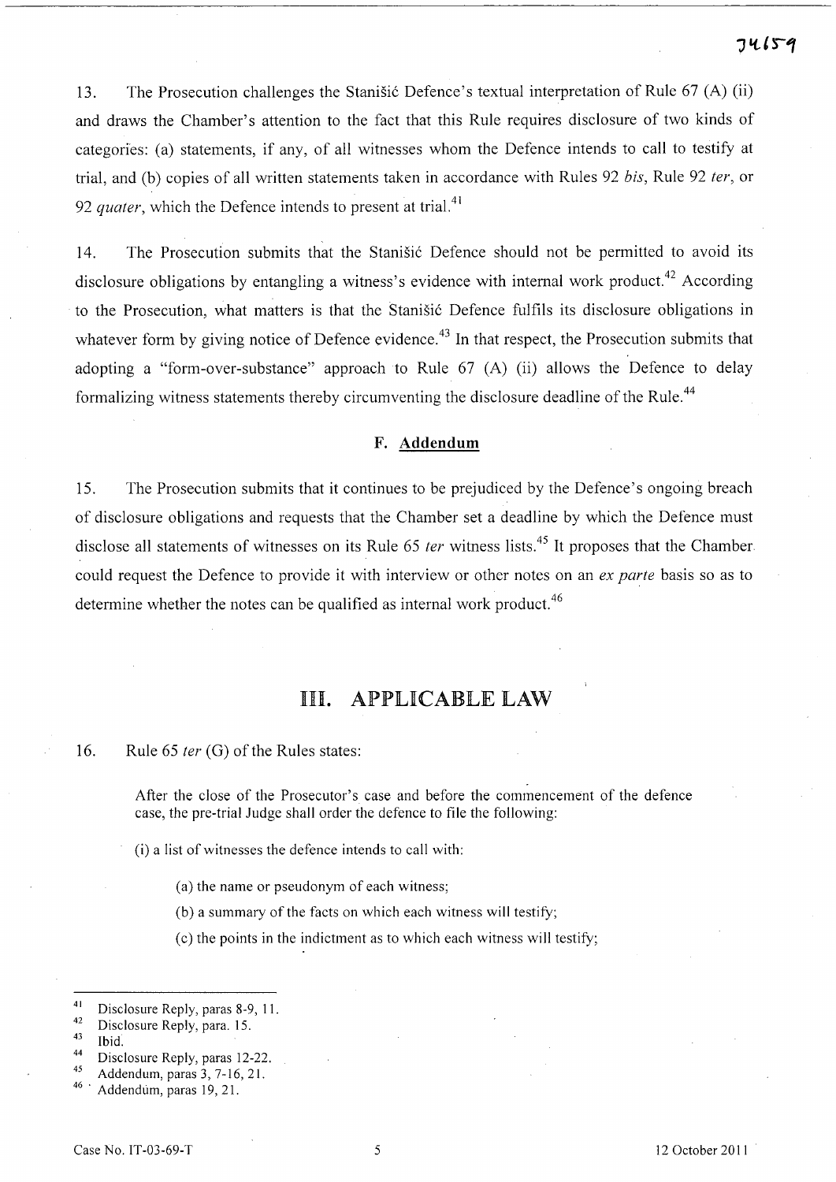13. The Prosecution challenges the Stanišić Defence's textual interpretation of Rule 67 (A) (ii) and draws the Chamber's attention to the fact that this Rule requires disclosure of two kinds of categories: (a) statements, if any, of all witnesses whom the Defence intends to call to testify at trial, and (b) copies of all written statements taken in accordance with Rules 92 *bis*, Rule 92 *ter*, or 92 *quater*, which the Defence intends to present at trial.[41]

14. The Prosecution submits that the Stanišić Defence should not be permitted to avoid its disclosure obligations by entangling a witness's evidence with internal work product.[42] According to the Prosecution, what matters is that the Stanišić Defence fulfils its disclosure obligations in whatever form by giving notice of Defence evidence.[43] In that respect, the Prosecution submits that adopting a "form-over-substance" approach to Rule 67 (A) (ii) allows the Defence to delay formalizing witness statements thereby circumventing the disclosure deadline of the Rule.[44]

### F. Addendum

15. The Prosecution submits that it continues to be prejudiced by the Defence's ongoing breach of disclosure obligations and requests that the Chamber set a deadline by which the Defence must disclose all statements of witnesses on its Rule 65 *ter* witness lists.[45] It proposes that the Chamber could request the Defence to provide it with interview or other notes on an *ex parte* basis so as to determine whether the notes can be qualified as internal work product.[46]

## III. APPLICABLE LAW

16. Rule 65 *ter* (G) of the Rules states:

> After the close of the Prosecutor's case and before the commencement of the defence case, the pre-trial Judge shall order the defence to file the following:
>
> (i) a list of witnesses the defence intends to call with:
>
> (a) the name or pseudonym of each witness;
>
> (b) a summary of the facts on which each witness will testify;
>
> (c) the points in the indictment as to which each witness will testify;

---

[41] Disclosure Reply, paras 8-9, 11.

[42] Disclosure Reply, para. 15.

[43] Ibid.

[44] Disclosure Reply, paras 12-22.

[45] Addendum, paras 3, 7-16, 21.

[46] Addendum, paras 19, 21.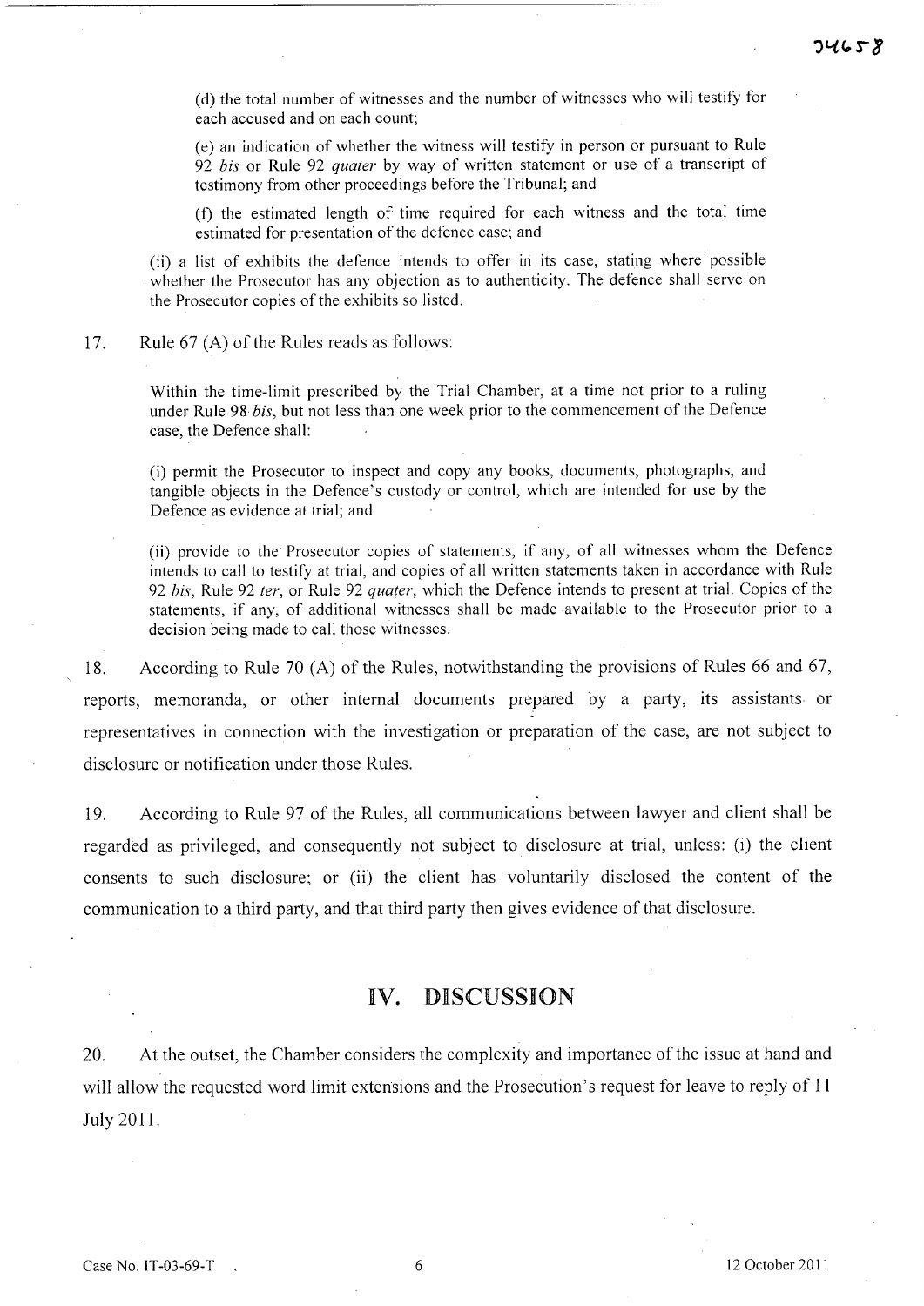(d) the total number of witnesses and the number of witnesses who will testify for each accused and on each count;

(e) an indication of whether the witness will testify in person or pursuant to Rule 92 *bis* or Rule 92 *quater* by way of written statement or use of a transcript of testimony from other proceedings before the Tribunal; and

(f) the estimated length of time required for each witness and the total time estimated for presentation of the defence case; and

(ii) a list of exhibits the defence intends to offer in its case, stating where possible whether the Prosecutor has any objection as to authenticity. The defence shall serve on the Prosecutor copies of the exhibits so listed.

17. Rule 67 (A) of the Rules reads as follows:

> Within the time-limit prescribed by the Trial Chamber, at a time not prior to a ruling under Rule 98 *bis*, but not less than one week prior to the commencement of the Defence case, the Defence shall:
>
> (i) permit the Prosecutor to inspect and copy any books, documents, photographs, and tangible objects in the Defence's custody or control, which are intended for use by the Defence as evidence at trial; and
>
> (ii) provide to the Prosecutor copies of statements, if any, of all witnesses whom the Defence intends to call to testify at trial, and copies of all written statements taken in accordance with Rule 92 *bis*, Rule 92 *ter*, or Rule 92 *quater*, which the Defence intends to present at trial. Copies of the statements, if any, of additional witnesses shall be made available to the Prosecutor prior to a decision being made to call those witnesses.

18. According to Rule 70 (A) of the Rules, notwithstanding the provisions of Rules 66 and 67, reports, memoranda, or other internal documents prepared by a party, its assistants or representatives in connection with the investigation or preparation of the case, are not subject to disclosure or notification under those Rules.

19. According to Rule 97 of the Rules, all communications between lawyer and client shall be regarded as privileged, and consequently not subject to disclosure at trial, unless: (i) the client consents to such disclosure; or (ii) the client has voluntarily disclosed the content of the communication to a third party, and that third party then gives evidence of that disclosure.

## IV. DISCUSSION

20. At the outset, the Chamber considers the complexity and importance of the issue at hand and will allow the requested word limit extensions and the Prosecution's request for leave to reply of 11 July 2011.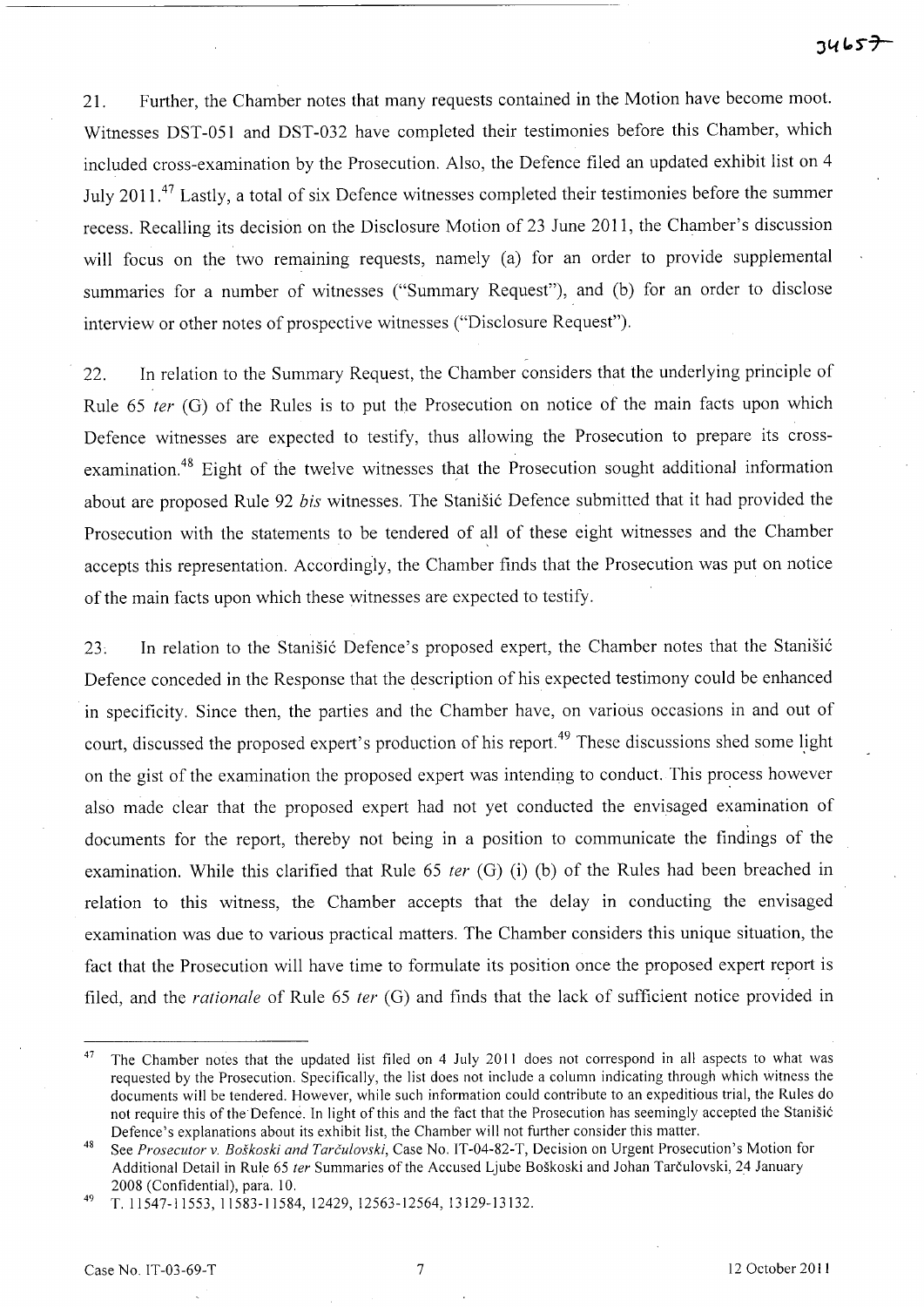21. Further, the Chamber notes that many requests contained in the Motion have become moot. Witnesses DST-051 and DST-032 have completed their testimonies before this Chamber, which included cross-examination by the Prosecution. Also, the Defence filed an updated exhibit list on 4 July 2011.[47] Lastly, a total of six Defence witnesses completed their testimonies before the summer recess. Recalling its decision on the Disclosure Motion of 23 June 2011, the Chamber's discussion will focus on the two remaining requests, namely (a) for an order to provide supplemental summaries for a number of witnesses ("Summary Request"), and (b) for an order to disclose interview or other notes of prospective witnesses ("Disclosure Request").

22. In relation to the Summary Request, the Chamber considers that the underlying principle of Rule 65 *ter* (G) of the Rules is to put the Prosecution on notice of the main facts upon which Defence witnesses are expected to testify, thus allowing the Prosecution to prepare its cross-examination.[48] Eight of the twelve witnesses that the Prosecution sought additional information about are proposed Rule 92 *bis* witnesses. The Stanišić Defence submitted that it had provided the Prosecution with the statements to be tendered of all of these eight witnesses and the Chamber accepts this representation. Accordingly, the Chamber finds that the Prosecution was put on notice of the main facts upon which these witnesses are expected to testify.

23. In relation to the Stanišić Defence's proposed expert, the Chamber notes that the Stanišić Defence conceded in the Response that the description of his expected testimony could be enhanced in specificity. Since then, the parties and the Chamber have, on various occasions in and out of court, discussed the proposed expert's production of his report.[49] These discussions shed some light on the gist of the examination the proposed expert was intending to conduct. This process however also made clear that the proposed expert had not yet conducted the envisaged examination of documents for the report, thereby not being in a position to communicate the findings of the examination. While this clarified that Rule 65 *ter* (G) (i) (b) of the Rules had been breached in relation to this witness, the Chamber accepts that the delay in conducting the envisaged examination was due to various practical matters. The Chamber considers this unique situation, the fact that the Prosecution will have time to formulate its position once the proposed expert report is filed, and the *rationale* of Rule 65 *ter* (G) and finds that the lack of sufficient notice provided in

---

[47] The Chamber notes that the updated list filed on 4 July 2011 does not correspond in all aspects to what was requested by the Prosecution. Specifically, the list does not include a column indicating through which witness the documents will be tendered. However, while such information could contribute to an expeditious trial, the Rules do not require this of the Defence. In light of this and the fact that the Prosecution has seemingly accepted the Stanišić Defence's explanations about its exhibit list, the Chamber will not further consider this matter.

[48] See *Prosecutor v. Boškoski and Tarčulovski*, Case No. IT-04-82-T, Decision on Urgent Prosecution's Motion for Additional Detail in Rule 65 *ter* Summaries of the Accused Ljube Boškoski and Johan Tarčulovski, 24 January 2008 (Confidential), para. 10.

[49] T. 11547-11553, 11583-11584, 12429, 12563-12564, 13129-13132.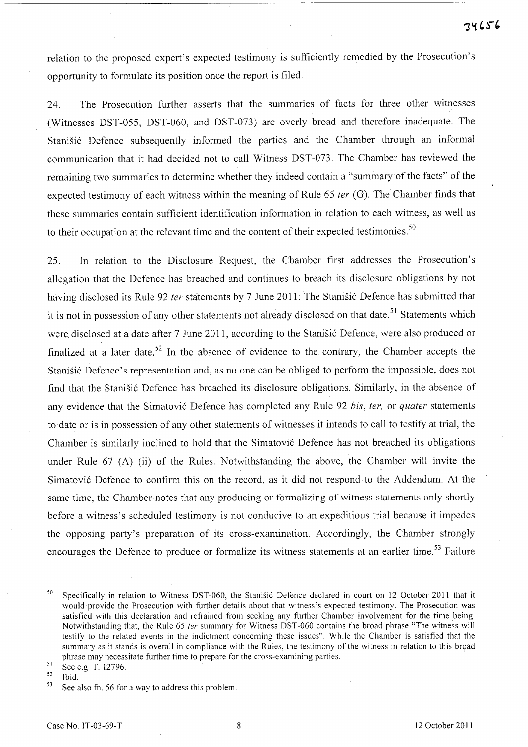relation to the proposed expert's expected testimony is sufficiently remedied by the Prosecution's opportunity to formulate its position once the report is filed.

24. The Prosecution further asserts that the summaries of facts for three other witnesses (Witnesses DST-055, DST-060, and DST-073) are overly broad and therefore inadequate. The Stanišić Defence subsequently informed the parties and the Chamber through an informal communication that it had decided not to call Witness DST-073. The Chamber has reviewed the remaining two summaries to determine whether they indeed contain a "summary of the facts" of the expected testimony of each witness within the meaning of Rule 65 *ter* (G). The Chamber finds that these summaries contain sufficient identification information in relation to each witness, as well as to their occupation at the relevant time and the content of their expected testimonies.[50]

25. In relation to the Disclosure Request, the Chamber first addresses the Prosecution's allegation that the Defence has breached and continues to breach its disclosure obligations by not having disclosed its Rule 92 *ter* statements by 7 June 2011. The Stanišić Defence has submitted that it is not in possession of any other statements not already disclosed on that date.[51] Statements which were disclosed at a date after 7 June 2011, according to the Stanišić Defence, were also produced or finalized at a later date.[52] In the absence of evidence to the contrary, the Chamber accepts the Stanišić Defence's representation and, as no one can be obliged to perform the impossible, does not find that the Stanišić Defence has breached its disclosure obligations. Similarly, in the absence of any evidence that the Simatović Defence has completed any Rule 92 *bis*, *ter*, or *quater* statements to date or is in possession of any other statements of witnesses it intends to call to testify at trial, the Chamber is similarly inclined to hold that the Simatović Defence has not breached its obligations under Rule 67 (A) (ii) of the Rules. Notwithstanding the above, the Chamber will invite the Simatović Defence to confirm this on the record, as it did not respond to the Addendum. At the same time, the Chamber notes that any producing or formalizing of witness statements only shortly before a witness's scheduled testimony is not conducive to an expeditious trial because it impedes the opposing party's preparation of its cross-examination. Accordingly, the Chamber strongly encourages the Defence to produce or formalize its witness statements at an earlier time.[53] Failure

---

[50] Specifically in relation to Witness DST-060, the Stanišić Defence declared in court on 12 October 2011 that it would provide the Prosecution with further details about that witness's expected testimony. The Prosecution was satisfied with this declaration and refrained from seeking any further Chamber involvement for the time being. Notwithstanding that, the Rule 65 *ter* summary for Witness DST-060 contains the broad phrase "The witness will testify to the related events in the indictment concerning these issues". While the Chamber is satisfied that the summary as it stands is overall in compliance with the Rules, the testimony of the witness in relation to this broad phrase may necessitate further time to prepare for the cross-examining parties.

[51] See e.g. T. 12796.

[52] Ibid.

[53] See also fn. 56 for a way to address this problem.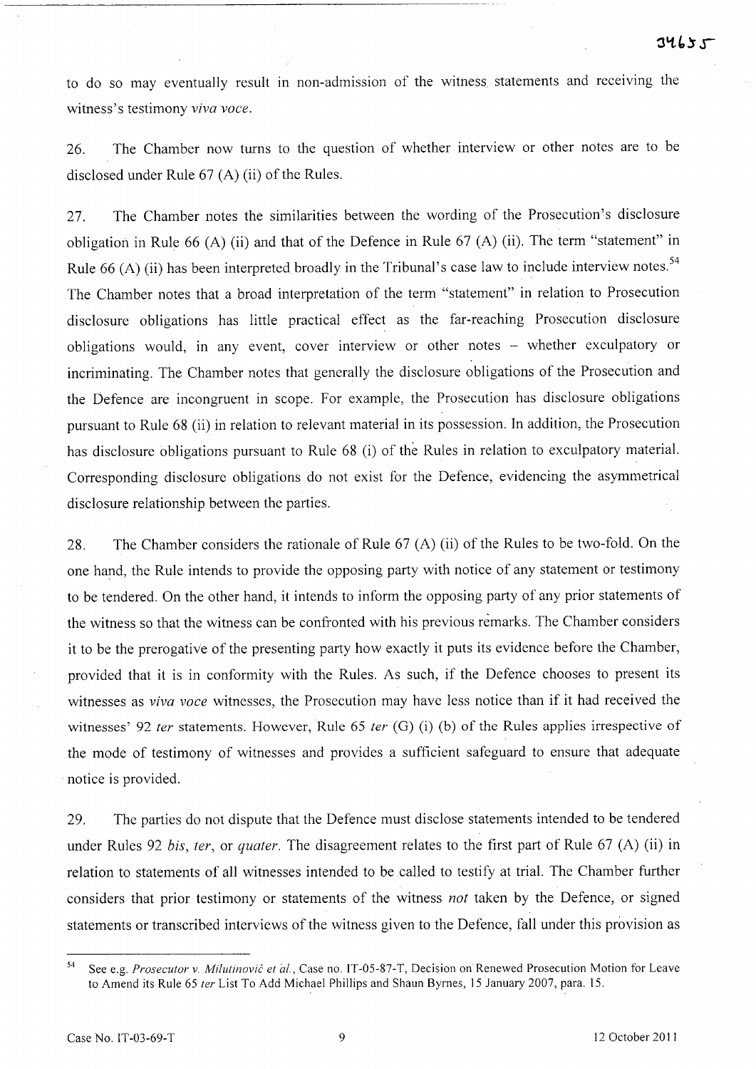to do so may eventually result in non-admission of the witness statements and receiving the witness's testimony *viva voce*.

26. The Chamber now turns to the question of whether interview or other notes are to be disclosed under Rule 67 (A) (ii) of the Rules.

27. The Chamber notes the similarities between the wording of the Prosecution's disclosure obligation in Rule 66 (A) (ii) and that of the Defence in Rule 67 (A) (ii). The term "statement" in Rule 66 (A) (ii) has been interpreted broadly in the Tribunal's case law to include interview notes.[54] The Chamber notes that a broad interpretation of the term "statement" in relation to Prosecution disclosure obligations has little practical effect as the far-reaching Prosecution disclosure obligations would, in any event, cover interview or other notes – whether exculpatory or incriminating. The Chamber notes that generally the disclosure obligations of the Prosecution and the Defence are incongruent in scope. For example, the Prosecution has disclosure obligations pursuant to Rule 68 (ii) in relation to relevant material in its possession. In addition, the Prosecution has disclosure obligations pursuant to Rule 68 (i) of the Rules in relation to exculpatory material. Corresponding disclosure obligations do not exist for the Defence, evidencing the asymmetrical disclosure relationship between the parties.

28. The Chamber considers the rationale of Rule 67 (A) (ii) of the Rules to be two-fold. On the one hand, the Rule intends to provide the opposing party with notice of any statement or testimony to be tendered. On the other hand, it intends to inform the opposing party of any prior statements of the witness so that the witness can be confronted with his previous remarks. The Chamber considers it to be the prerogative of the presenting party how exactly it puts its evidence before the Chamber, provided that it is in conformity with the Rules. As such, if the Defence chooses to present its witnesses as *viva voce* witnesses, the Prosecution may have less notice than if it had received the witnesses' 92 *ter* statements. However, Rule 65 *ter* (G) (i) (b) of the Rules applies irrespective of the mode of testimony of witnesses and provides a sufficient safeguard to ensure that adequate notice is provided.

29. The parties do not dispute that the Defence must disclose statements intended to be tendered under Rules 92 *bis*, *ter*, or *quater*. The disagreement relates to the first part of Rule 67 (A) (ii) in relation to statements of all witnesses intended to be called to testify at trial. The Chamber further considers that prior testimony or statements of the witness *not* taken by the Defence, or signed statements or transcribed interviews of the witness given to the Defence, fall under this provision as

---

[54] See e.g. *Prosecutor v. Milutinović et al.*, Case no. IT-05-87-T, Decision on Renewed Prosecution Motion for Leave to Amend its Rule 65 *ter* List To Add Michael Phillips and Shaun Byrnes, 15 January 2007, para. 15.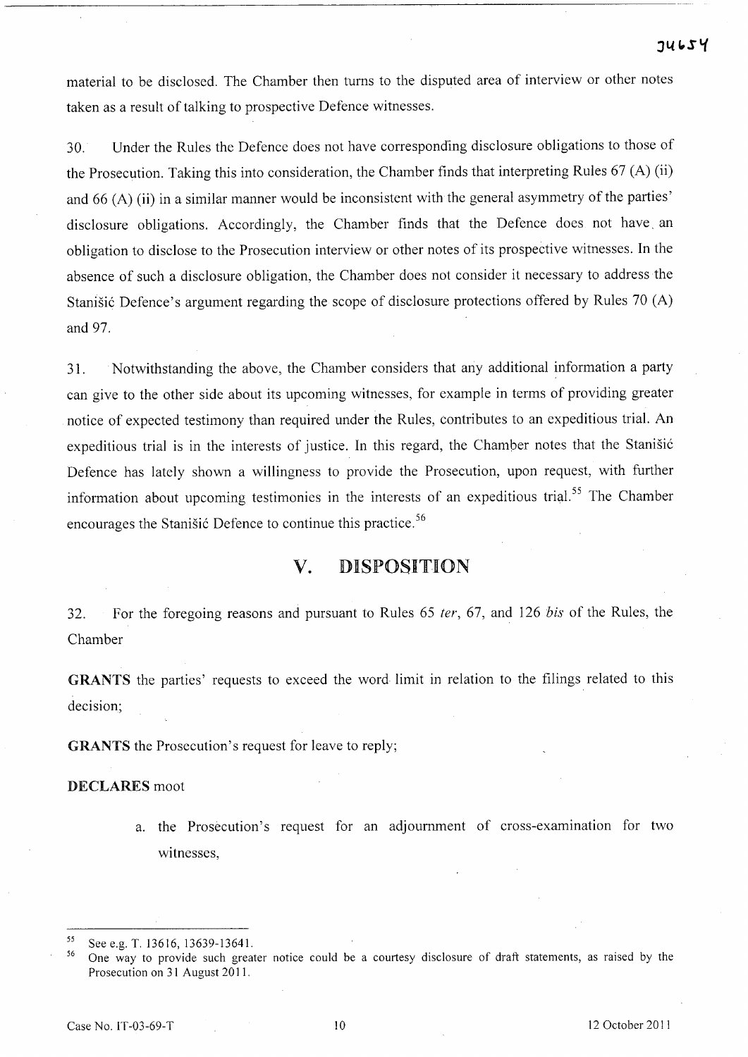material to be disclosed. The Chamber then turns to the disputed area of interview or other notes taken as a result of talking to prospective Defence witnesses.

30. Under the Rules the Defence does not have corresponding disclosure obligations to those of the Prosecution. Taking this into consideration, the Chamber finds that interpreting Rules 67 (A) (ii) and 66 (A) (ii) in a similar manner would be inconsistent with the general asymmetry of the parties' disclosure obligations. Accordingly, the Chamber finds that the Defence does not have an obligation to disclose to the Prosecution interview or other notes of its prospective witnesses. In the absence of such a disclosure obligation, the Chamber does not consider it necessary to address the Stanišić Defence's argument regarding the scope of disclosure protections offered by Rules 70 (A) and 97.

31. Notwithstanding the above, the Chamber considers that any additional information a party can give to the other side about its upcoming witnesses, for example in terms of providing greater notice of expected testimony than required under the Rules, contributes to an expeditious trial. An expeditious trial is in the interests of justice. In this regard, the Chamber notes that the Stanišić Defence has lately shown a willingness to provide the Prosecution, upon request, with further information about upcoming testimonies in the interests of an expeditious trial.[55] The Chamber encourages the Stanišić Defence to continue this practice.[56]

## V. DISPOSITION

32. For the foregoing reasons and pursuant to Rules 65 *ter*, 67, and 126 *bis* of the Rules, the Chamber

**GRANTS** the parties' requests to exceed the word limit in relation to the filings related to this decision;

**GRANTS** the Prosecution's request for leave to reply;

**DECLARES** moot

a. the Prosecution's request for an adjournment of cross-examination for two witnesses,

---

[55] See e.g. T. 13616, 13639-13641.

[56] One way to provide such greater notice could be a courtesy disclosure of draft statements, as raised by the Prosecution on 31 August 2011.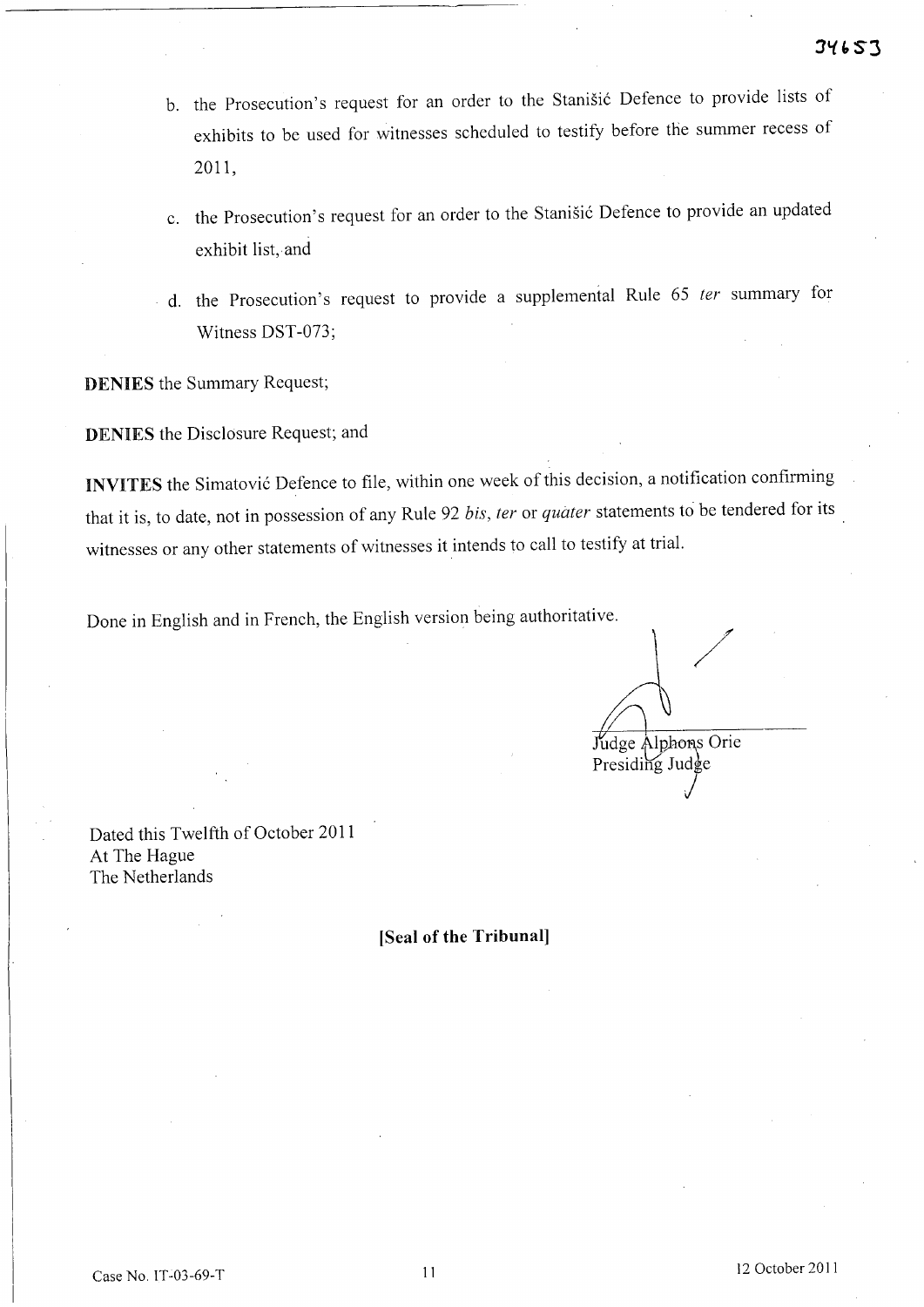b. the Prosecution's request for an order to the Stanišić Defence to provide lists of exhibits to be used for witnesses scheduled to testify before the summer recess of 2011,

c. the Prosecution's request for an order to the Stanišić Defence to provide an updated exhibit list, and

d. the Prosecution's request to provide a supplemental Rule 65 *ter* summary for Witness DST-073;

**DENIES** the Summary Request;

**DENIES** the Disclosure Request; and

**INVITES** the Simatović Defence to file, within one week of this decision, a notification confirming that it is, to date, not in possession of any Rule 92 *bis*, *ter* or *quater* statements to be tendered for its witnesses or any other statements of witnesses it intends to call to testify at trial.

Done in English and in French, the English version being authoritative.

Judge Alphons Orie
Presiding Judge

Dated this Twelfth of October 2011
At The Hague
The Netherlands

**[Seal of the Tribunal]**